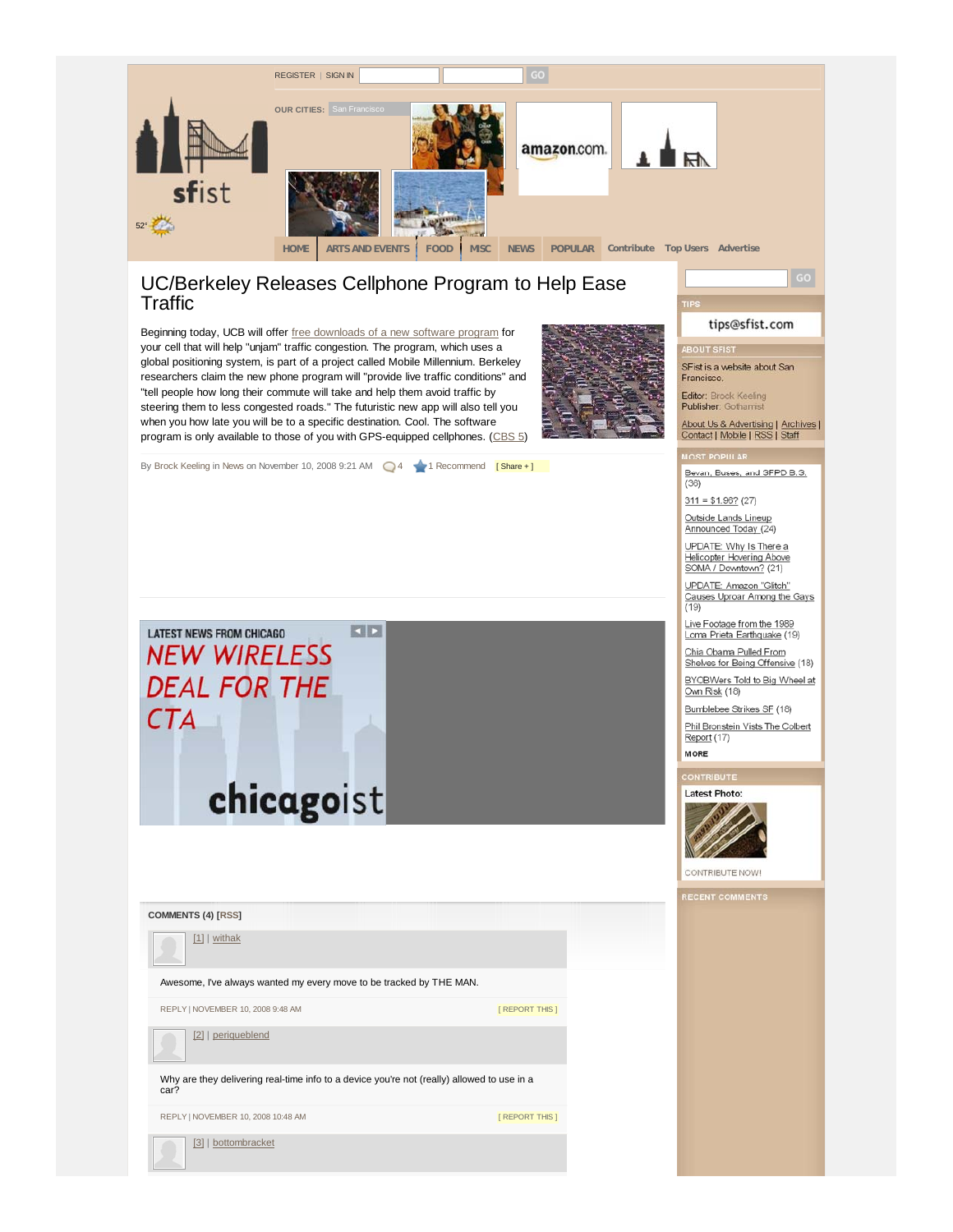REGISTER | SIGN IN GO

OUR CITIES: San Francisco

sfist

52°

HOME | ARTS AND EVENTS | FOOD | MISC | NEWS | POPULAR | Contribute | Top Users | Advertise

# UC/Berkeley Releases Cellphone Program to Help Ease Traffic

Beginning today, UCB will offer [free downloads of a new software program] for your cell that will help "unjam" traffic congestion. The program, which uses a global positioning system, is part of a project called Mobile Millennium. Berkeley researchers claim the new phone program will "provide live traffic conditions" and "tell people how long their commute will take and help them avoid traffic by steering them to less congested roads." The futuristic new app will also tell you when you how late you will be to a specific destination. Cool. The software program is only available to those of you with GPS-equipped cellphones. (CBS 5)

By Brock Keeling in News on November 10, 2008 9:21 AM 4 1 Recommend [ Share + ]

LATEST NEWS FROM CHICAGO

NEW WIRELESS DEAL FOR THE CTA

chicagoist

**COMMENTS (4) [RSS]**

[1] | withak

Awesome, I've always wanted my every move to be tracked by THE MAN.

REPLY | NOVEMBER 10, 2008 9:48 AM [ REPORT THIS ]

[2] | periqueblend

Why are they delivering real-time info to a device you're not (really) allowed to use in a car?

REPLY | NOVEMBER 10, 2008 10:48 AM [ REPORT THIS ]

[3] | bottombracket

GO

**TIPS**

tips@sfist.com

**ABOUT SFIST**

SFist is a website about San Francisco.

Editor: Brock Keeling
Publisher: Gothamist

About Us & Advertising | Archives | Contact | Mobile | RSS | Staff

**MOST POPULAR**

- Bevan, Buses, and SFPD B.S. (38)
- 311 = $1.96? (27)
- Outside Lands Lineup Announced Today (24)
- UPDATE: Why Is There a Helicopter Hovering Above SOMA / Downtown? (21)
- UPDATE: Amazon "Glitch" Causes Uproar Among the Gays (19)
- Live Footage from the 1989 Loma Prieta Earthquake (19)
- Chia Obama Pulled From Shelves for Being Offensive (18)
- BYOBWers Told to Big Wheel at Own Risk (18)
- Bumblebee Strikes SF (18)
- Phil Bronstein Visits The Colbert Report (17)

MORE

**CONTRIBUTE**

Latest Photo:

CONTRIBUTE NOW!

**RECENT COMMENTS**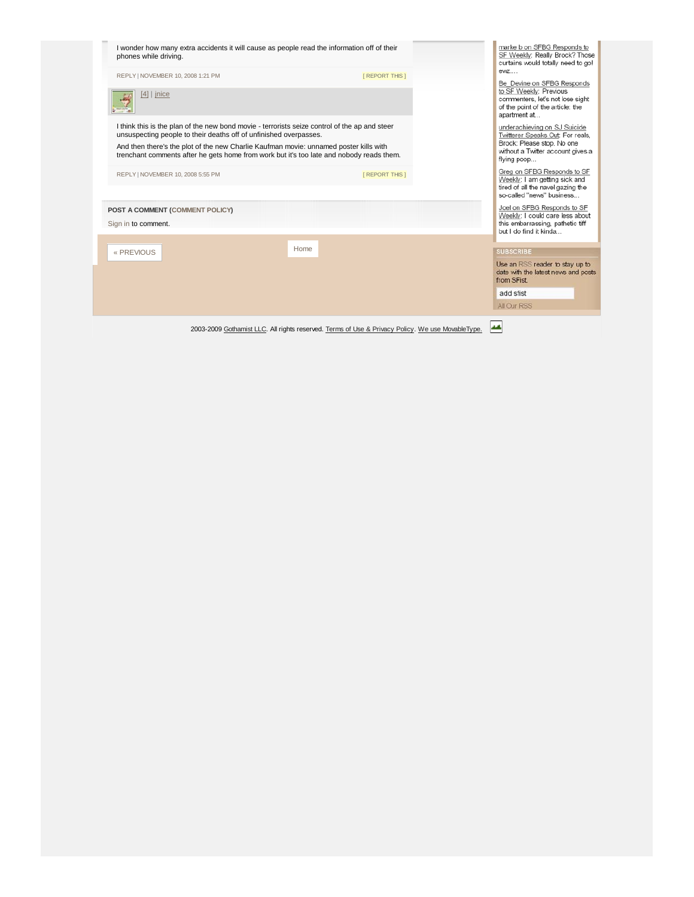I wonder how many extra accidents it will cause as people read the information off of their phones while driving.

REPLY | NOVEMBER 10, 2008 1:21 PM [ REPORT THIS ]

[4] | jnice

I think this is the plan of the new bond movie - terrorists seize control of the ap and steer unsuspecting people to their deaths off of unfinished overpasses.

And then there's the plot of the new Charlie Kaufman movie: unnamed poster kills with trenchant comments after he gets home from work but it's too late and nobody reads them.

REPLY | NOVEMBER 10, 2008 5:55 PM [ REPORT THIS ]

**POST A COMMENT (COMMENT POLICY)**

Sign in to comment.

« PREVIOUS

Home

marke b on SFBG Responds to SF Weekly: Really Brock? Those curtains would totally need to go! ewz....

Be_Devine on SFBG Responds to SF Weekly: Previous commenters, let's not lose sight of the point of the article: the apartment at...

underachieving on SJ Suicide Twitterer Speaks Out: For reals, Brock: Please stop. No one without a Twitter account gives a flying poop...

Greg on SFBG Responds to SF Weekly: I am getting sick and tired of all the navel gazing the so-called "news" business...

Joel on SFBG Responds to SF Weekly: I could care less about this embarrassing, pathetic tiff but I do find it kinda...

**SUBSCRIBE**

Use an RSS reader to stay up to date with the latest news and posts from SFist.

add sfist

All Our RSS

2003-2009 Gothamist LLC. All rights reserved. Terms of Use & Privacy Policy. We use MovableType.